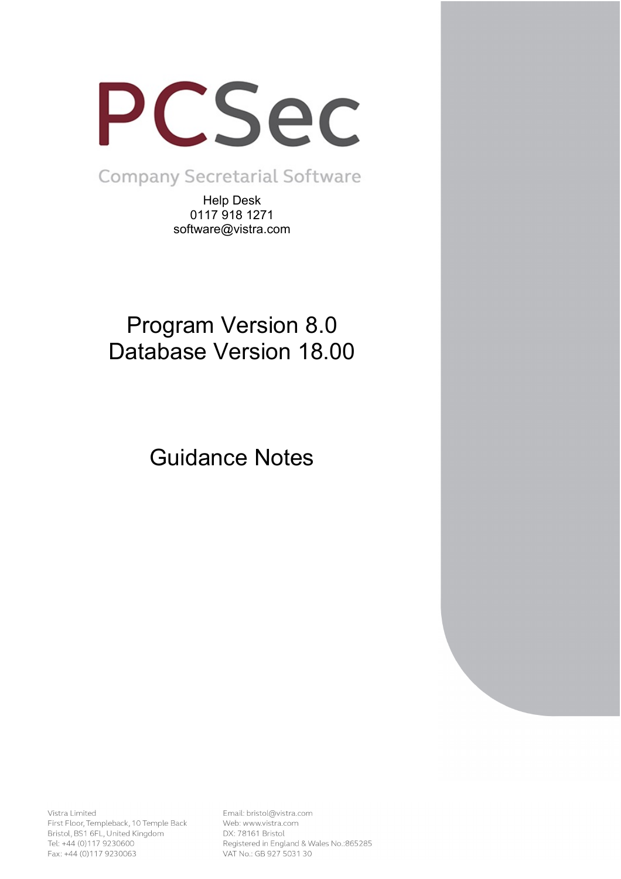# PCSec

Company Secretarial Software

Help Desk
0117 918 1271
software@vistra.com

## Program Version 8.0
## Database Version 18.00

## Guidance Notes

Vistra Limited
First Floor, Templeback, 10 Temple Back
Bristol, BS1 6FL, United Kingdom
Tel: +44 (0)117 9230600
Fax: +44 (0)117 9230063

Email: bristol@vistra.com
Web: www.vistra.com
DX: 78161 Bristol
Registered in England & Wales No.:865285
VAT No.: GB 927 5031 30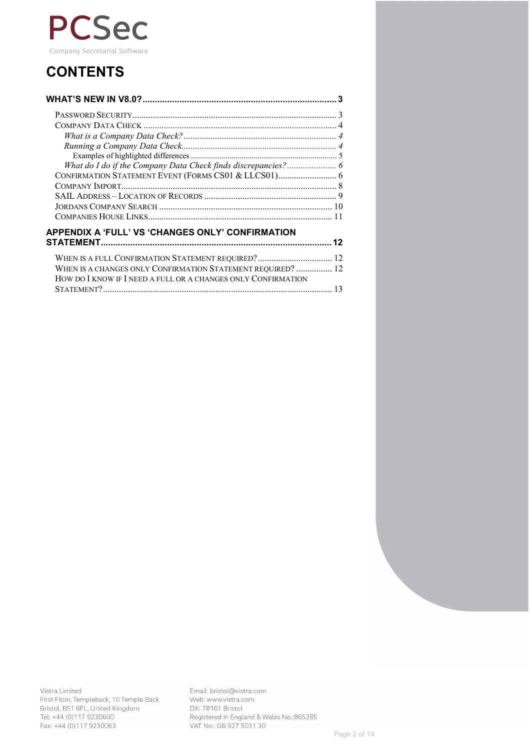PCSec

Company Secretarial Software

# CONTENTS

**WHAT'S NEW IN V8.0? .......... 3**

- PASSWORD SECURITY .......... 3
- COMPANY DATA CHECK .......... 4
  - *What is a Company Data Check?* .......... *4*
  - *Running a Company Data Check* .......... *4*
    - Examples of highlighted differences .......... 5
  - *What do I do if the Company Data Check finds discrepancies?* .......... *6*
- CONFIRMATION STATEMENT EVENT (FORMS CS01 & LLCS01) .......... 6
- COMPANY IMPORT .......... 8
- SAIL ADDRESS – LOCATION OF RECORDS .......... 9
- JORDANS COMPANY SEARCH .......... 10
- COMPANIES HOUSE LINKS .......... 11

**APPENDIX A 'FULL' VS 'CHANGES ONLY' CONFIRMATION STATEMENT .......... 12**

- WHEN IS A FULL CONFIRMATION STATEMENT REQUIRED? .......... 12
- WHEN IS A CHANGES ONLY CONFIRMATION STATEMENT REQUIRED? .......... 12
- HOW DO I KNOW IF I NEED A FULL OR A CHANGES ONLY CONFIRMATION STATEMENT? .......... 13

Vistra Limited
First Floor, Templeback, 10 Temple Back
Bristol, BS1 6FL, United Kingdom
Tel: +44 (0)117 9230600
Fax: +44 (0)117 9230063

Email: bristol@vistra.com
Web: www.vistra.com
DX: 78161 Bristol
Registered in England & Wales No.:865285
VAT No.: GB 927 5031 30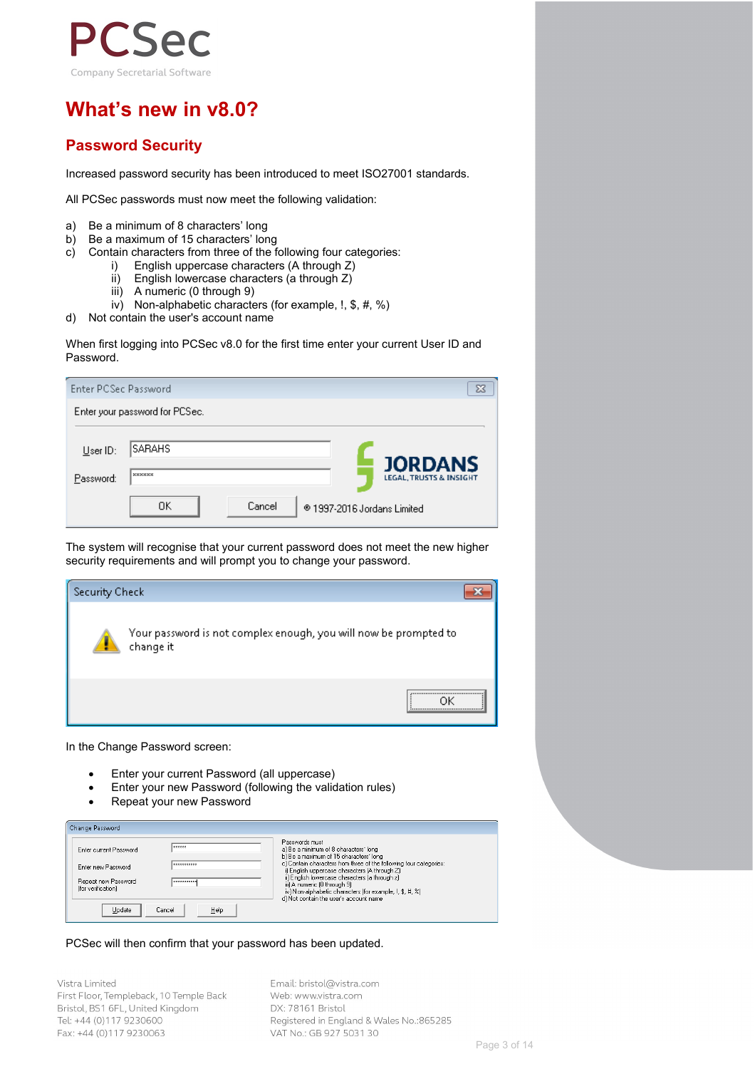PCSec

Company Secretarial Software

# What's new in v8.0?

## Password Security

Increased password security has been introduced to meet ISO27001 standards.

All PCSec passwords must now meet the following validation:

a) Be a minimum of 8 characters' long
b) Be a maximum of 15 characters' long
c) Contain characters from three of the following four categories:
    i) English uppercase characters (A through Z)
    ii) English lowercase characters (a through Z)
    iii) A numeric (0 through 9)
    iv) Non-alphabetic characters (for example, !, $, #, %)
d) Not contain the user's account name

When first logging into PCSec v8.0 for the first time enter your current User ID and Password.

The system will recognise that your current password does not meet the new higher security requirements and will prompt you to change your password.

In the Change Password screen:

- Enter your current Password (all uppercase)
- Enter your new Password (following the validation rules)
- Repeat your new Password

PCSec will then confirm that your password has been updated.

Vistra Limited
First Floor, Templeback, 10 Temple Back
Bristol, BS1 6FL, United Kingdom
Tel: +44 (0)117 9230600
Fax: +44 (0)117 9230063

Email: bristol@vistra.com
Web: www.vistra.com
DX: 78161 Bristol
Registered in England & Wales No.:865285
VAT No.: GB 927 5031 30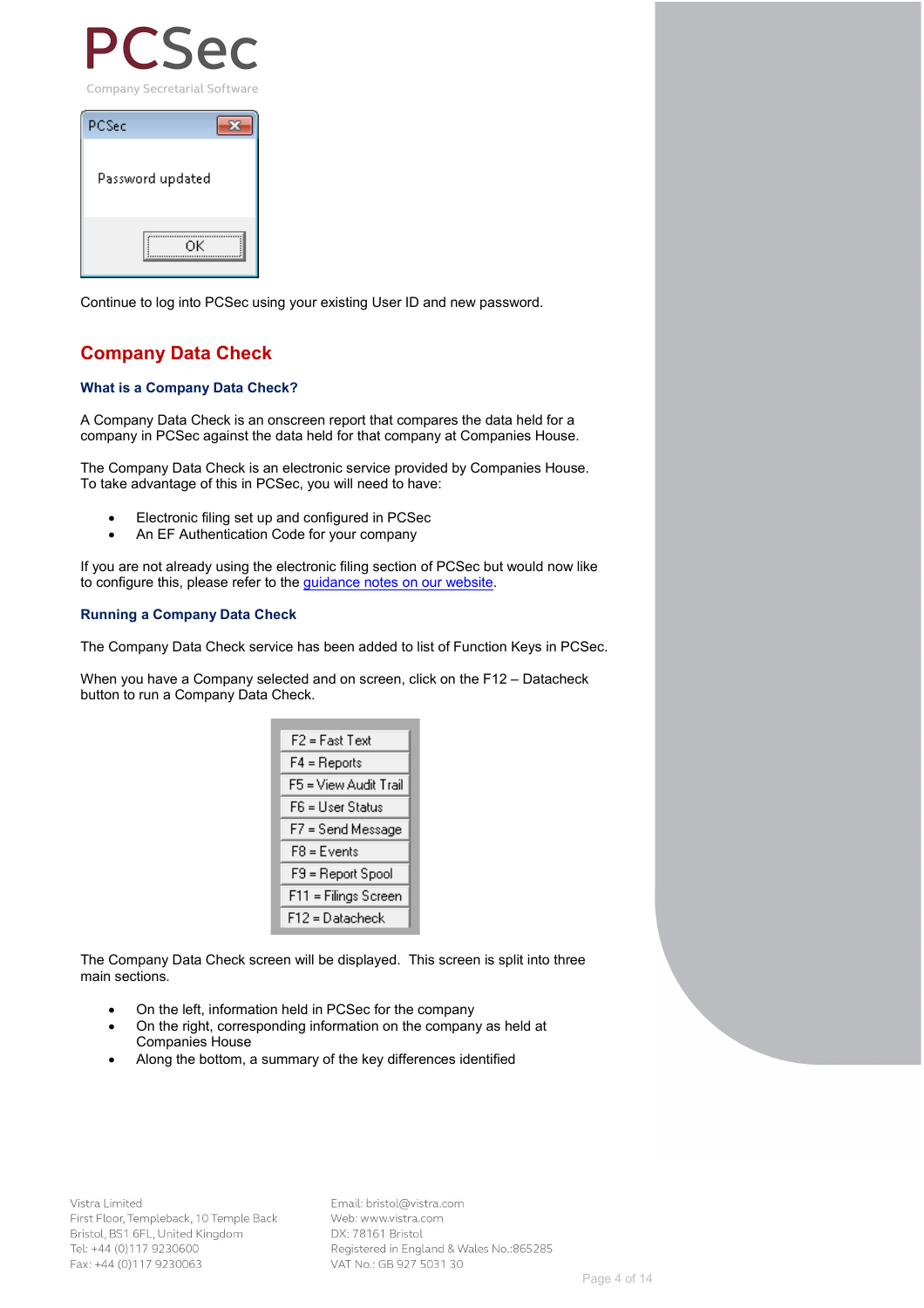Continue to log into PCSec using your existing User ID and new password.

## Company Data Check

### What is a Company Data Check?

A Company Data Check is an onscreen report that compares the data held for a company in PCSec against the data held for that company at Companies House.

The Company Data Check is an electronic service provided by Companies House. To take advantage of this in PCSec, you will need to have:

- Electronic filing set up and configured in PCSec
- An EF Authentication Code for your company

If you are not already using the electronic filing section of PCSec but would now like to configure this, please refer to the guidance notes on our website.

### Running a Company Data Check

The Company Data Check service has been added to list of Function Keys in PCSec.

When you have a Company selected and on screen, click on the F12 – Datacheck button to run a Company Data Check.

The Company Data Check screen will be displayed. This screen is split into three main sections.

- On the left, information held in PCSec for the company
- On the right, corresponding information on the company as held at Companies House
- Along the bottom, a summary of the key differences identified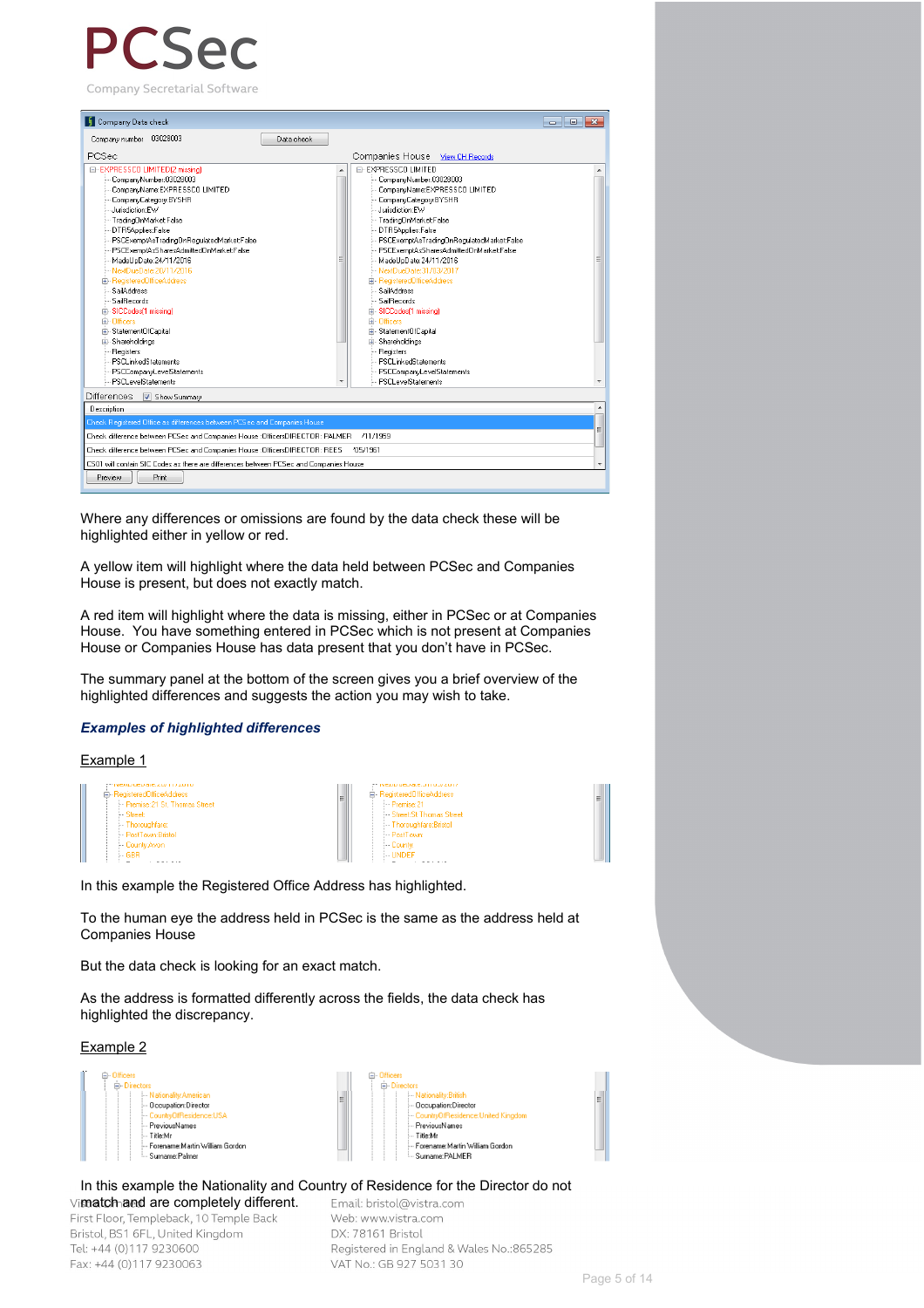Where any differences or omissions are found by the data check these will be highlighted either in yellow or red.

A yellow item will highlight where the data held between PCSec and Companies House is present, but does not exactly match.

A red item will highlight where the data is missing, either in PCSec or at Companies House. You have something entered in PCSec which is not present at Companies House or Companies House has data present that you don't have in PCSec.

The summary panel at the bottom of the screen gives you a brief overview of the highlighted differences and suggests the action you may wish to take.

### *Examples of highlighted differences*

Example 1

In this example the Registered Office Address has highlighted.

To the human eye the address held in PCSec is the same as the address held at Companies House

But the data check is looking for an exact match.

As the address is formatted differently across the fields, the data check has highlighted the discrepancy.

Example 2

In this example the Nationality and Country of Residence for the Director do not match and are completely different.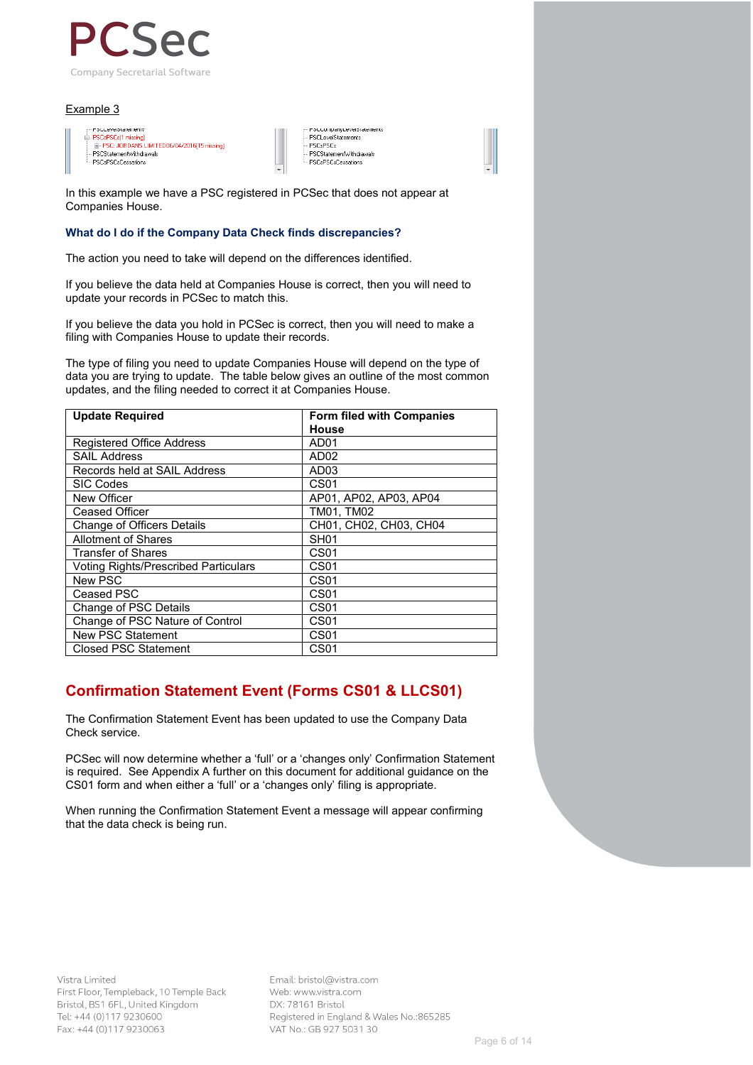Example 3

In this example we have a PSC registered in PCSec that does not appear at Companies House.

### What do I do if the Company Data Check finds discrepancies?

The action you need to take will depend on the differences identified.

If you believe the data held at Companies House is correct, then you will need to update your records in PCSec to match this.

If you believe the data you hold in PCSec is correct, then you will need to make a filing with Companies House to update their records.

The type of filing you need to update Companies House will depend on the type of data you are trying to update. The table below gives an outline of the most common updates, and the filing needed to correct it at Companies House.

| Update Required | Form filed with Companies House |
|---|---|
| Registered Office Address | AD01 |
| SAIL Address | AD02 |
| Records held at SAIL Address | AD03 |
| SIC Codes | CS01 |
| New Officer | AP01, AP02, AP03, AP04 |
| Ceased Officer | TM01, TM02 |
| Change of Officers Details | CH01, CH02, CH03, CH04 |
| Allotment of Shares | SH01 |
| Transfer of Shares | CS01 |
| Voting Rights/Prescribed Particulars | CS01 |
| New PSC | CS01 |
| Ceased PSC | CS01 |
| Change of PSC Details | CS01 |
| Change of PSC Nature of Control | CS01 |
| New PSC Statement | CS01 |
| Closed PSC Statement | CS01 |

## Confirmation Statement Event (Forms CS01 & LLCS01)

The Confirmation Statement Event has been updated to use the Company Data Check service.

PCSec will now determine whether a 'full' or a 'changes only' Confirmation Statement is required. See Appendix A further on this document for additional guidance on the CS01 form and when either a 'full' or a 'changes only' filing is appropriate.

When running the Confirmation Statement Event a message will appear confirming that the data check is being run.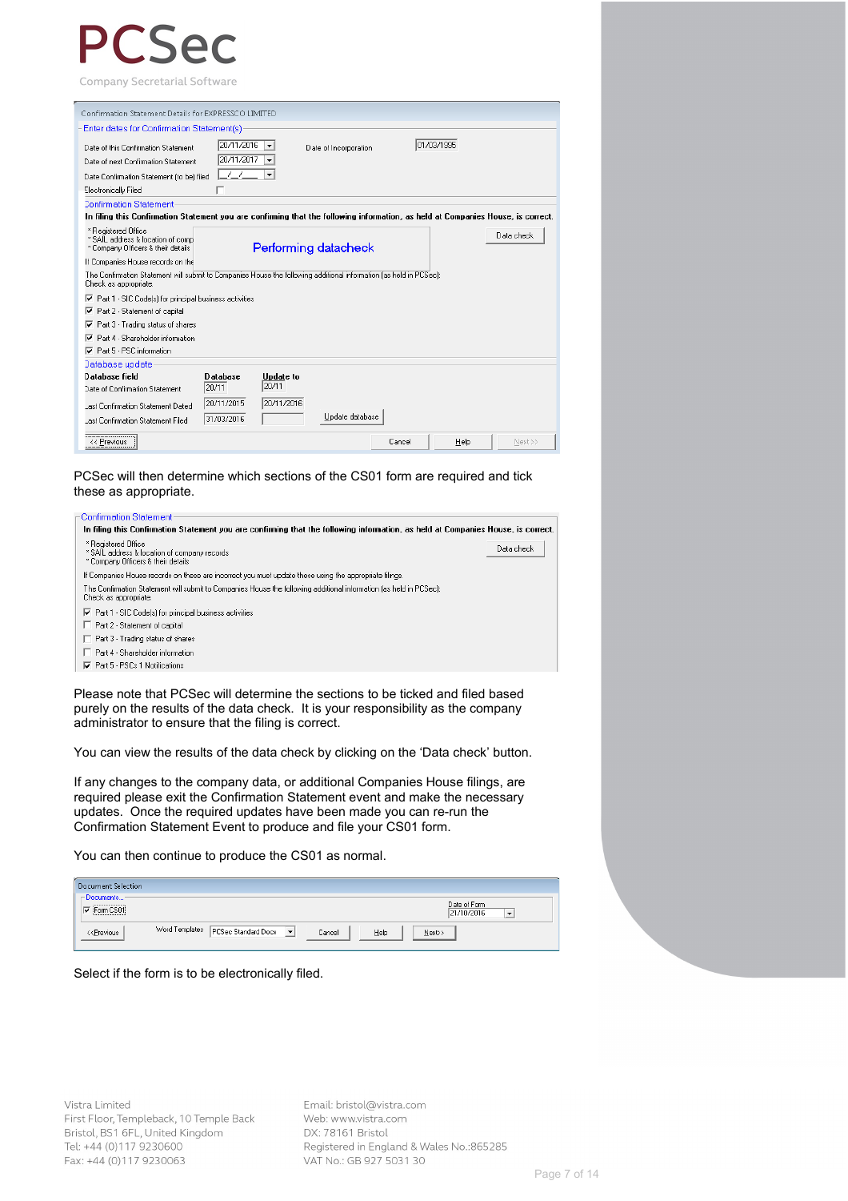Confirmation Statement Details for EXPRESSCO LIMITED

Enter dates for Confirmation Statement(s)

Date of this Confirmation Statement 20/11/2016

Date of next Confirmation Statement 20/11/2017

Date Confirmation Statement (to be) filed __/__/____

Electronically Filed

Date of Incorporation 01/03/1995

Confirmation Statement

In filing this Confirmation Statement you are confirming that the following information, as held at Companies House, is correct.

* Registered Office
* SAIL address & location of comp
* Company Officers & their details

Performing datacheck

Data check

If Companies House records on the

The Confirmation Statement will submit to Companies House the following additional information (as held in PCSec):
Check as appropriate

- [x] Part 1 - SIC Code(s) for principal business activities
- [x] Part 2 - Statement of capital
- [x] Part 3 - Trading status of shares
- [x] Part 4 - Shareholder information
- [x] Part 5 - PSC information

Database update

| Database field | Database | Update to |
|---|---|---|
| Date of Confirmation Statement | 20/11 | 20/11 |
| Last Confirmation Statement Dated | 20/11/2015 | 20/11/2016 |
| Last Confirmation Statement Filed | 31/03/2016 | |

Update database

<< Previous | Cancel | Help | Next >>

PCSec will then determine which sections of the CS01 form are required and tick these as appropriate.

Confirmation Statement

In filing this Confirmation Statement you are confirming that the following information, as held at Companies House, is correct.

* Registered Office
* SAIL address & location of company records
* Company Officers & their details

Data check

If Companies House records on these are incorrect you must update these using the appropriate filings.

The Confirmation Statement will submit to Companies House the following additional information (as held in PCSec):
Check as appropriate

- [x] Part 1 - SIC Code(s) for principal business activities
- [ ] Part 2 - Statement of capital
- [ ] Part 3 - Trading status of shares
- [ ] Part 4 - Shareholder information
- [x] Part 5 - PSCs 1 Notifications

Please note that PCSec will determine the sections to be ticked and filed based purely on the results of the data check. It is your responsibility as the company administrator to ensure that the filing is correct.

You can view the results of the data check by clicking on the 'Data check' button.

If any changes to the company data, or additional Companies House filings, are required please exit the Confirmation Statement event and make the necessary updates. Once the required updates have been made you can re-run the Confirmation Statement Event to produce and file your CS01 form.

You can then continue to produce the CS01 as normal.

Document Selection

Documents...

- [x] Form CS01

Date of Form 21/10/2016

<<Previous | Word Templates: PCSec Standard Docs | Cancel | Help | Next >

Select if the form is to be electronically filed.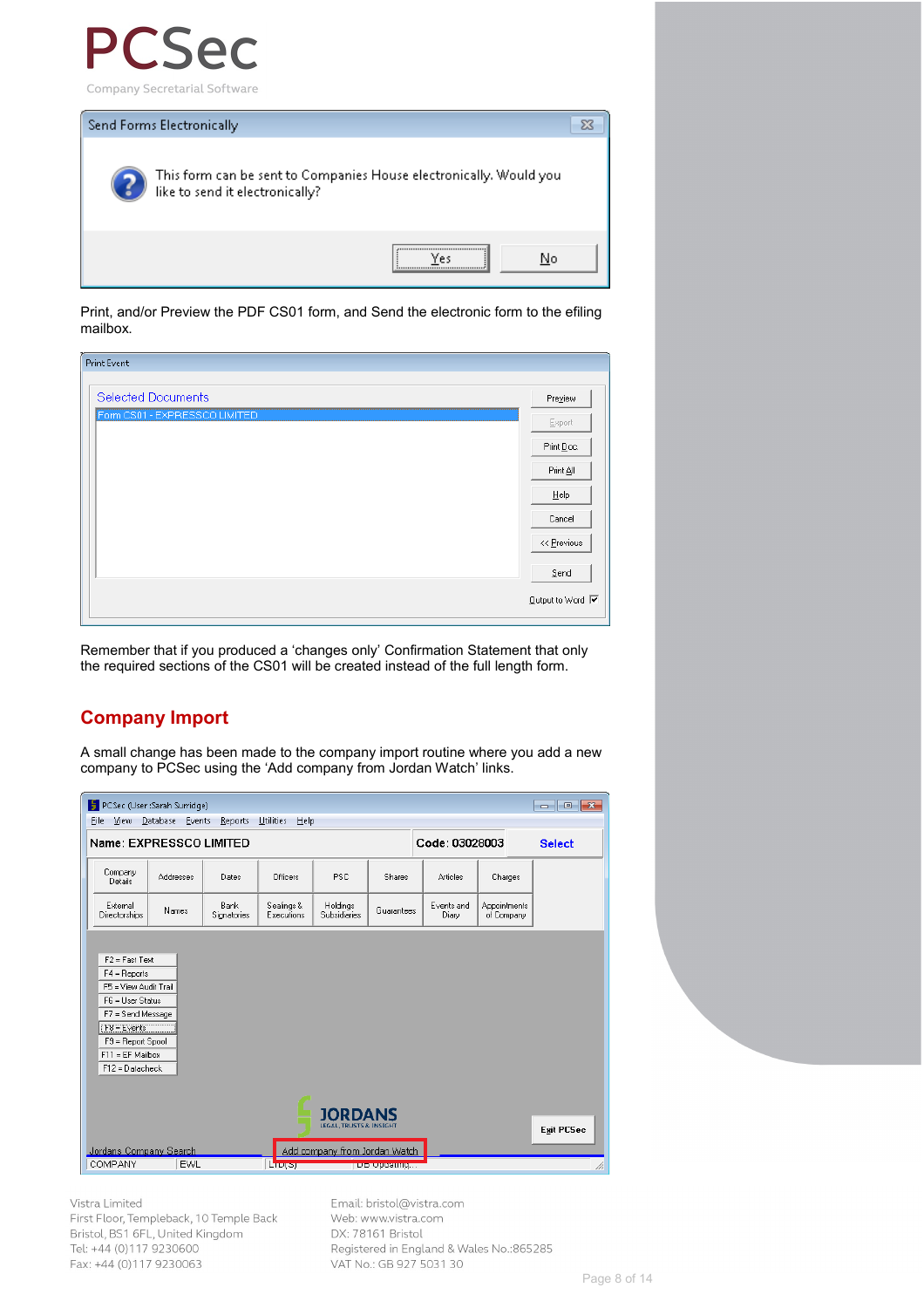Print, and/or Preview the PDF CS01 form, and Send the electronic form to the efiling mailbox.

Remember that if you produced a 'changes only' Confirmation Statement that only the required sections of the CS01 will be created instead of the full length form.

## Company Import

A small change has been made to the company import routine where you add a new company to PCSec using the 'Add company from Jordan Watch' links.

Vistra Limited
First Floor, Templeback, 10 Temple Back
Bristol, BS1 6FL, United Kingdom
Tel: +44 (0)117 9230600
Fax: +44 (0)117 9230063

Email: bristol@vistra.com
Web: www.vistra.com
DX: 78161 Bristol
Registered in England & Wales No.:865285
VAT No.: GB 927 5031 30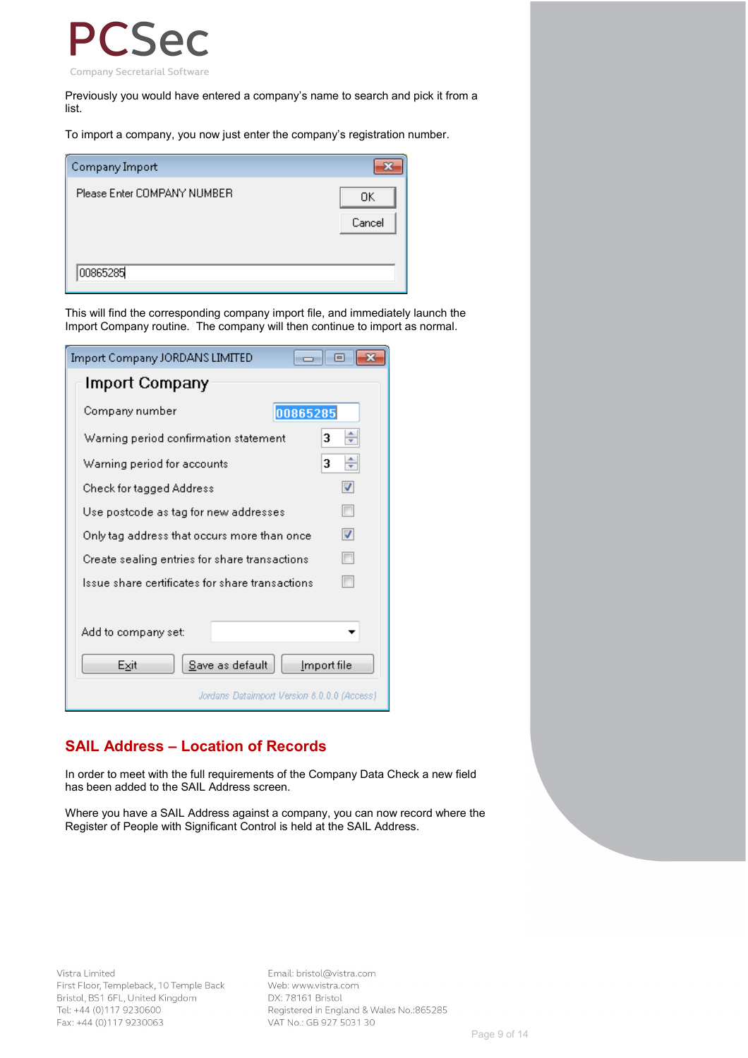Previously you would have entered a company's name to search and pick it from a list.

To import a company, you now just enter the company's registration number.

Company Import

Please Enter COMPANY NUMBER

OK

Cancel

00865285

This will find the corresponding company import file, and immediately launch the Import Company routine. The company will then continue to import as normal.

Import Company JORDANS LIMITED

Import Company

Company number: 00865285

Warning period confirmation statement: 3

Warning period for accounts: 3

Check for tagged Address: ☑

Use postcode as tag for new addresses: ☐

Only tag address that occurs more than once: ☑

Create sealing entries for share transactions: ☐

Issue share certificates for share transactions: ☐

Add to company set:

Exit | Save as default | Import file

Jordans Dataimport Version 8.0.0.0 (Access)

## SAIL Address – Location of Records

In order to meet with the full requirements of the Company Data Check a new field has been added to the SAIL Address screen.

Where you have a SAIL Address against a company, you can now record where the Register of People with Significant Control is held at the SAIL Address.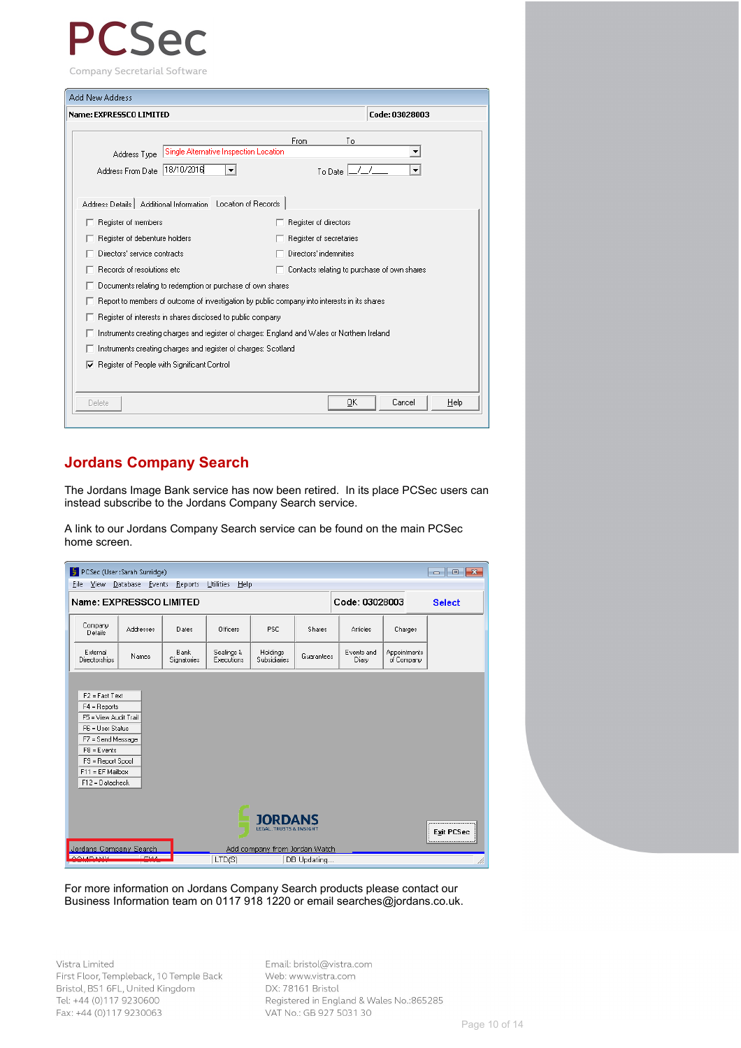PCSec

Company Secretarial Software

Add New Address

Name: EXPRESSCO LIMITED | Code: 03028003

Address Type: Single Alternative Inspection Location

Address From Date: 18/10/2016 | To Date: __/__/____

Address Details | Additional Information | Location of Records

- [ ] Register of members
- [ ] Register of directors
- [ ] Register of debenture holders
- [ ] Register of secretaries
- [ ] Directors' service contracts
- [ ] Directors' indemnities
- [ ] Records of resolutions etc
- [ ] Contacts relating to purchase of own shares
- [ ] Documents relating to redemption or purchase of own shares
- [ ] Report to members of outcome of investigation by public company into interests in its shares
- [ ] Register of interests in shares disclosed to public company
- [ ] Instruments creating charges and register of charges: England and Wales or Northern Ireland
- [ ] Instruments creating charges and register of charges: Scotland
- [x] Register of People with Significant Control

Delete | OK | Cancel | Help

## Jordans Company Search

The Jordans Image Bank service has now been retired. In its place PCSec users can instead subscribe to the Jordans Company Search service.

A link to our Jordans Company Search service can be found on the main PCSec home screen.

PCSec (User: Sarah Surridge)

File View Database Events Reports Utilities Help

Name: EXPRESSCO LIMITED | Code: 03028003 | Select

| Company Details | Addresses | Dates | Officers | PSC | Shares | Articles | Charges |
|---|---|---|---|---|---|---|---|
| External Directorships | Names | Bank Signatories | Sealings & Executions | Holdings Subsidiaries | Guarantees | Events and Diary | Appointments of Company |

F2 = Fast Text
F4 = Reports
F5 = View Audit Trail
F6 = User Status
F7 = Send Message
F8 = Events
F9 = Report Spool
F11 = EF Mailbox
F12 = Datacheck

JORDANS LEGAL, TRUSTS & INSIGHT

Exit PCSec

Jordans Company Search | Add company from Jordan Watch

COMPANY | EW | LTD(S) | DB Updating...

For more information on Jordans Company Search products please contact our Business Information team on 0117 918 1220 or email searches@jordans.co.uk.

Vistra Limited
First Floor, Templeback, 10 Temple Back
Bristol, BS1 6FL, United Kingdom
Tel: +44 (0)117 9230600
Fax: +44 (0)117 9230063

Email: bristol@vistra.com
Web: www.vistra.com
DX: 78161 Bristol
Registered in England & Wales No.:865285
VAT No.: GB 927 5031 30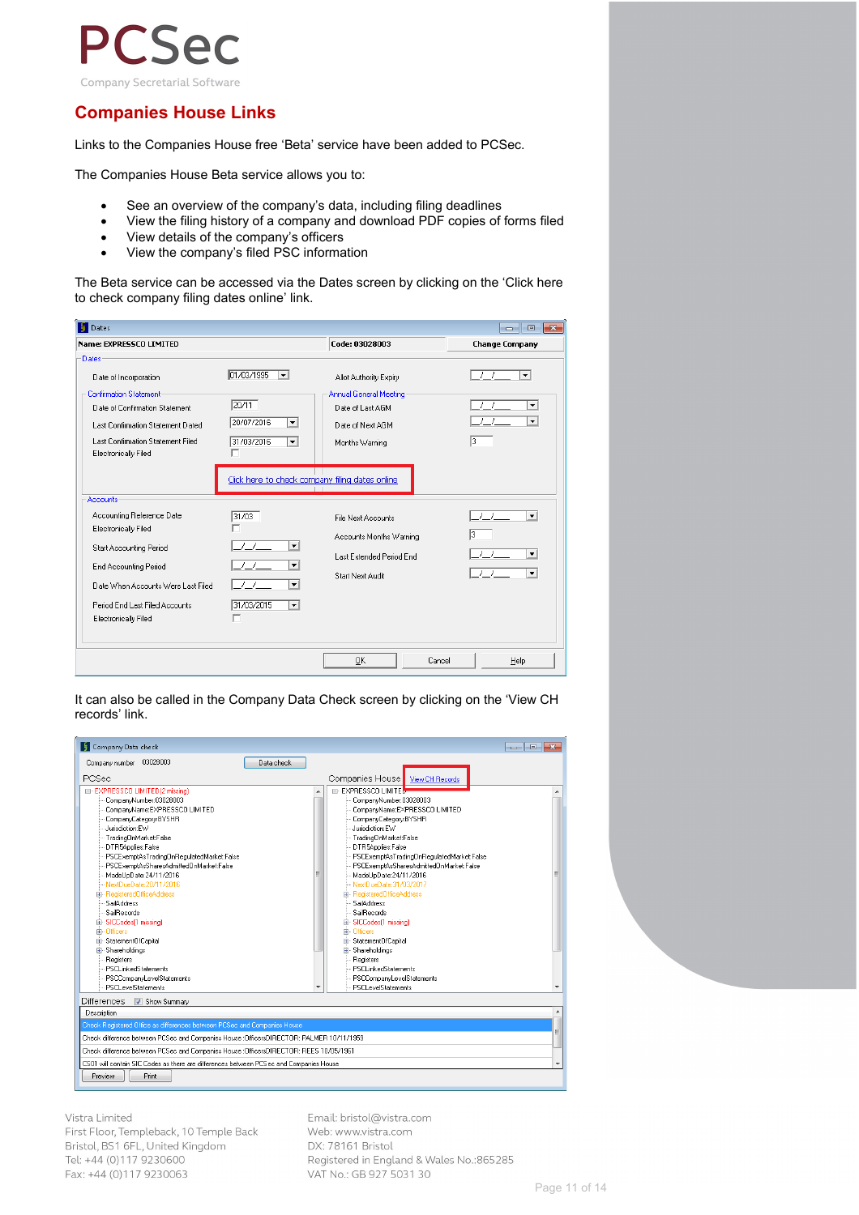## Companies House Links

Links to the Companies House free 'Beta' service have been added to PCSec.

The Companies House Beta service allows you to:

- See an overview of the company's data, including filing deadlines
- View the filing history of a company and download PDF copies of forms filed
- View details of the company's officers
- View the company's filed PSC information

The Beta service can be accessed via the Dates screen by clicking on the 'Click here to check company filing dates online' link.

It can also be called in the Company Data Check screen by clicking on the 'View CH records' link.

Vistra Limited
First Floor, Templeback, 10 Temple Back
Bristol, BS1 6FL, United Kingdom
Tel: +44 (0)117 9230600
Fax: +44 (0)117 9230063

Email: bristol@vistra.com
Web: www.vistra.com
DX: 78161 Bristol
Registered in England & Wales No.:865285
VAT No.: GB 927 5031 30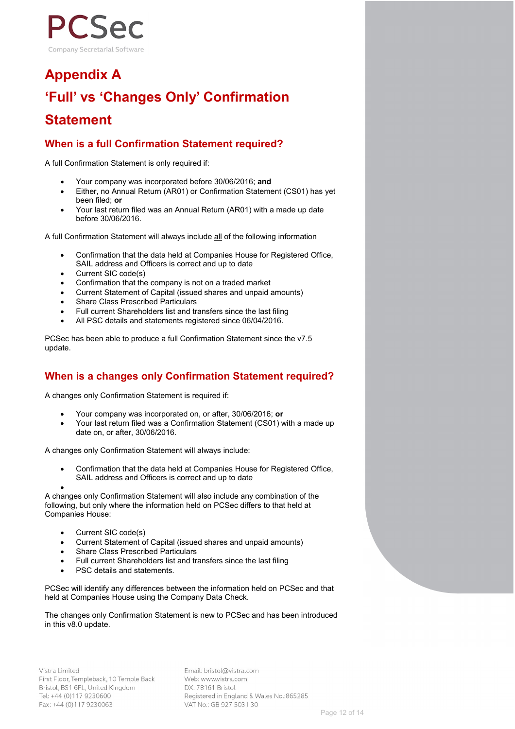# Appendix A

# 'Full' vs 'Changes Only' Confirmation Statement

## When is a full Confirmation Statement required?

A full Confirmation Statement is only required if:

- Your company was incorporated before 30/06/2016; **and**
- Either, no Annual Return (AR01) or Confirmation Statement (CS01) has yet been filed; **or**
- Your last return filed was an Annual Return (AR01) with a made up date before 30/06/2016.

A full Confirmation Statement will always include all of the following information

- Confirmation that the data held at Companies House for Registered Office, SAIL address and Officers is correct and up to date
- Current SIC code(s)
- Confirmation that the company is not on a traded market
- Current Statement of Capital (issued shares and unpaid amounts)
- Share Class Prescribed Particulars
- Full current Shareholders list and transfers since the last filing
- All PSC details and statements registered since 06/04/2016.

PCSec has been able to produce a full Confirmation Statement since the v7.5 update.

## When is a changes only Confirmation Statement required?

A changes only Confirmation Statement is required if:

- Your company was incorporated on, or after, 30/06/2016; **or**
- Your last return filed was a Confirmation Statement (CS01) with a made up date on, or after, 30/06/2016.

A changes only Confirmation Statement will always include:

- Confirmation that the data held at Companies House for Registered Office, SAIL address and Officers is correct and up to date

A changes only Confirmation Statement will also include any combination of the following, but only where the information held on PCSec differs to that held at Companies House:

- Current SIC code(s)
- Current Statement of Capital (issued shares and unpaid amounts)
- Share Class Prescribed Particulars
- Full current Shareholders list and transfers since the last filing
- PSC details and statements.

PCSec will identify any differences between the information held on PCSec and that held at Companies House using the Company Data Check.

The changes only Confirmation Statement is new to PCSec and has been introduced in this v8.0 update.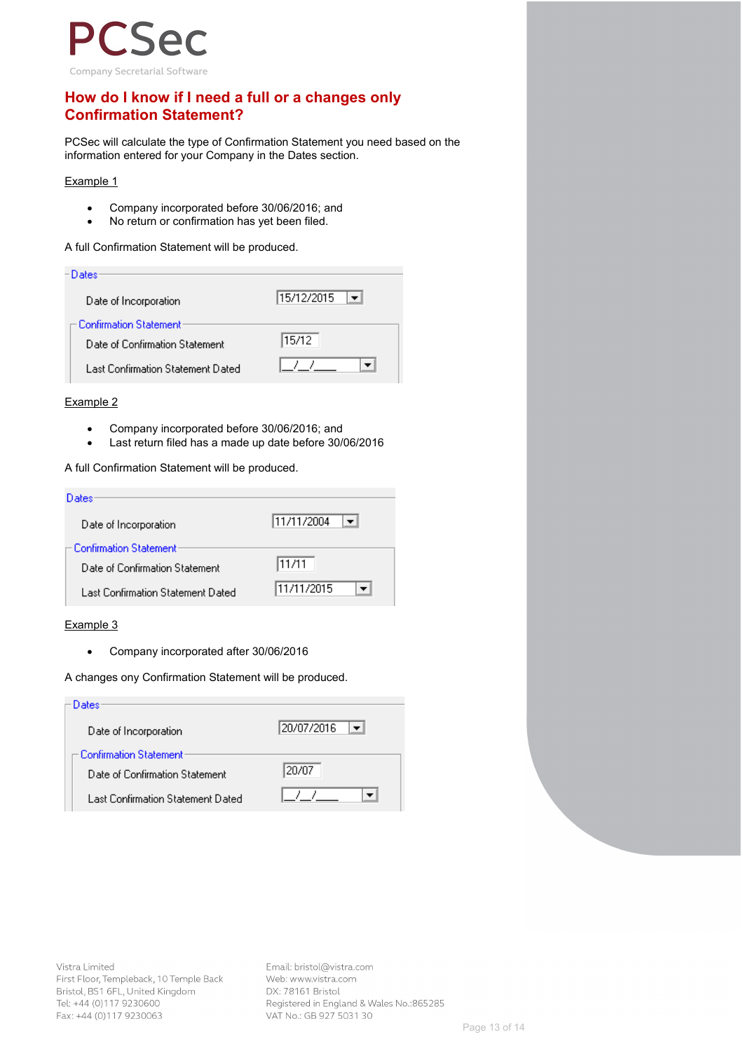PCSec

Company Secretarial Software

## How do I know if I need a full or a changes only Confirmation Statement?

PCSec will calculate the type of Confirmation Statement you need based on the information entered for your Company in the Dates section.

Example 1

- Company incorporated before 30/06/2016; and
- No return or confirmation has yet been filed.

A full Confirmation Statement will be produced.

Dates

Date of Incorporation: 15/12/2015

Confirmation Statement

Date of Confirmation Statement: 15/12

Last Confirmation Statement Dated: __/__/____

Example 2

- Company incorporated before 30/06/2016; and
- Last return filed has a made up date before 30/06/2016

A full Confirmation Statement will be produced.

Dates

Date of Incorporation: 11/11/2004

Confirmation Statement

Date of Confirmation Statement: 11/11

Last Confirmation Statement Dated: 11/11/2015

Example 3

- Company incorporated after 30/06/2016

A changes ony Confirmation Statement will be produced.

Dates

Date of Incorporation: 20/07/2016

Confirmation Statement

Date of Confirmation Statement: 20/07

Last Confirmation Statement Dated: __/__/____

Vistra Limited
First Floor, Templeback, 10 Temple Back
Bristol, BS1 6FL, United Kingdom
Tel: +44 (0)117 9230600
Fax: +44 (0)117 9230063

Email: bristol@vistra.com
Web: www.vistra.com
DX: 78161 Bristol
Registered in England & Wales No.:865285
VAT No.: GB 927 5031 30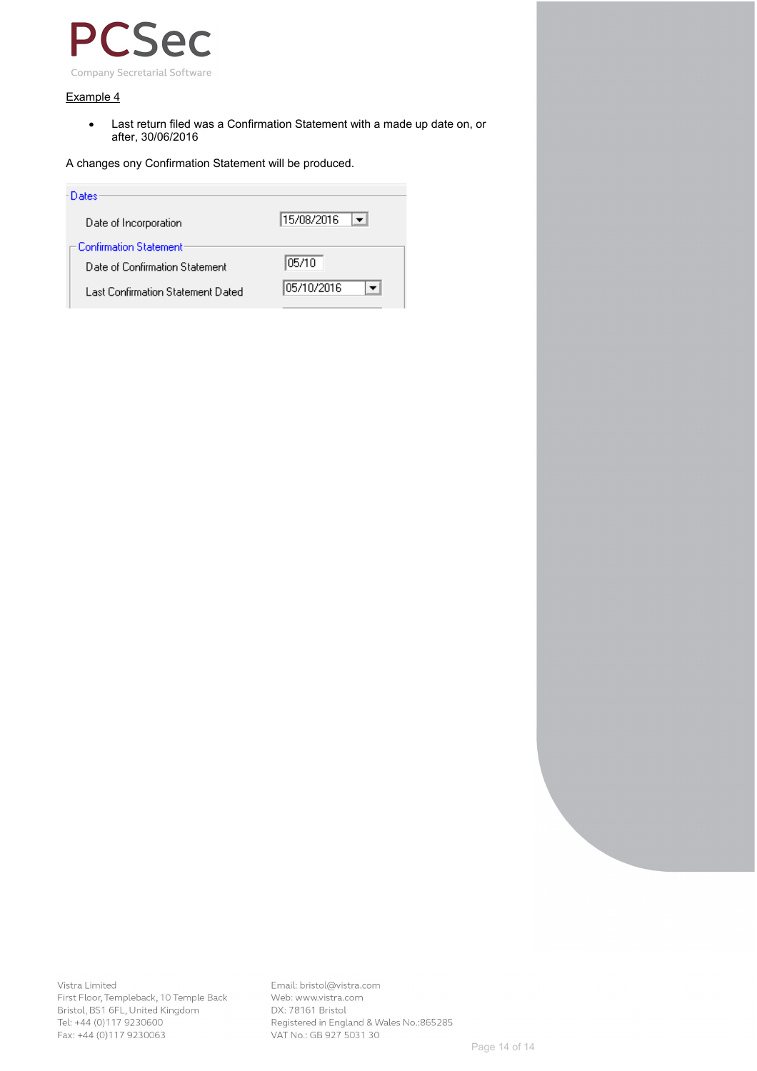<u>Example 4</u>

- Last return filed was a Confirmation Statement with a made up date on, or after, 30/06/2016

A changes ony Confirmation Statement will be produced.

Dates

Date of Incorporation 15/08/2016

Confirmation Statement

Date of Confirmation Statement 05/10

Last Confirmation Statement Dated 05/10/2016

Vistra Limited
First Floor, Templeback, 10 Temple Back
Bristol, BS1 6FL, United Kingdom
Tel: +44 (0)117 9230600
Fax: +44 (0)117 9230063

Email: bristol@vistra.com
Web: www.vistra.com
DX: 78161 Bristol
Registered in England & Wales No.:865285
VAT No.: GB 927 5031 30